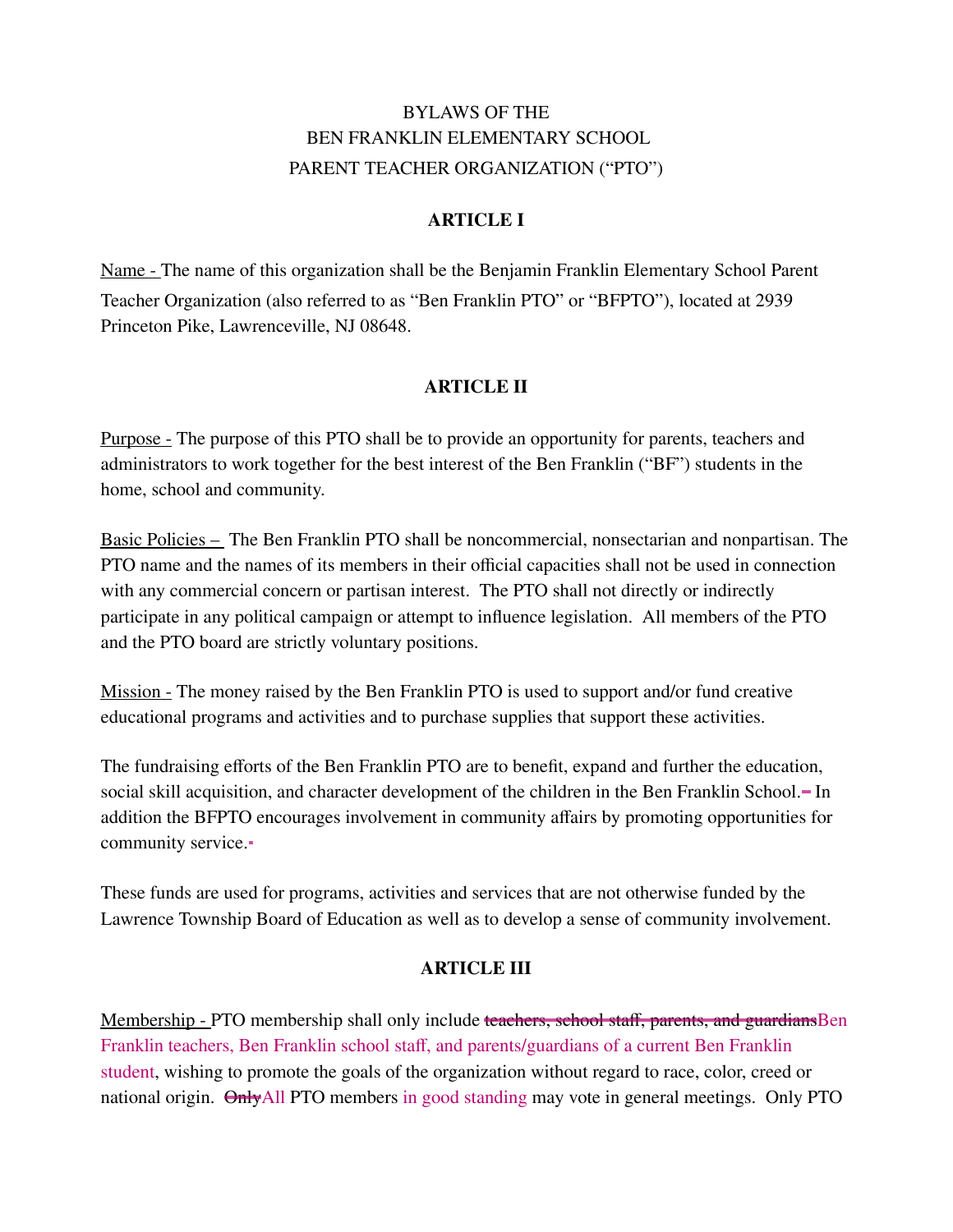BYLAWS OF THE
BEN FRANKLIN ELEMENTARY SCHOOL
PARENT TEACHER ORGANIZATION ("PTO")

## ARTICLE I

Name - The name of this organization shall be the Benjamin Franklin Elementary School Parent Teacher Organization (also referred to as "Ben Franklin PTO" or "BFPTO"), located at 2939 Princeton Pike, Lawrenceville, NJ 08648.

## ARTICLE II

Purpose - The purpose of this PTO shall be to provide an opportunity for parents, teachers and administrators to work together for the best interest of the Ben Franklin ("BF") students in the home, school and community.

Basic Policies – The Ben Franklin PTO shall be noncommercial, nonsectarian and nonpartisan. The PTO name and the names of its members in their official capacities shall not be used in connection with any commercial concern or partisan interest. The PTO shall not directly or indirectly participate in any political campaign or attempt to influence legislation. All members of the PTO and the PTO board are strictly voluntary positions.

Mission - The money raised by the Ben Franklin PTO is used to support and/or fund creative educational programs and activities and to purchase supplies that support these activities.

The fundraising efforts of the Ben Franklin PTO are to benefit, expand and further the education, social skill acquisition, and character development of the children in the Ben Franklin School. In addition the BFPTO encourages involvement in community affairs by promoting opportunities for community service.

These funds are used for programs, activities and services that are not otherwise funded by the Lawrence Township Board of Education as well as to develop a sense of community involvement.

## ARTICLE III

Membership - PTO membership shall only include ~~teachers, school staff, parents, and guardians~~Ben Franklin teachers, Ben Franklin school staff, and parents/guardians of a current Ben Franklin student, wishing to promote the goals of the organization without regard to race, color, creed or national origin. ~~Only~~All PTO members in good standing may vote in general meetings. Only PTO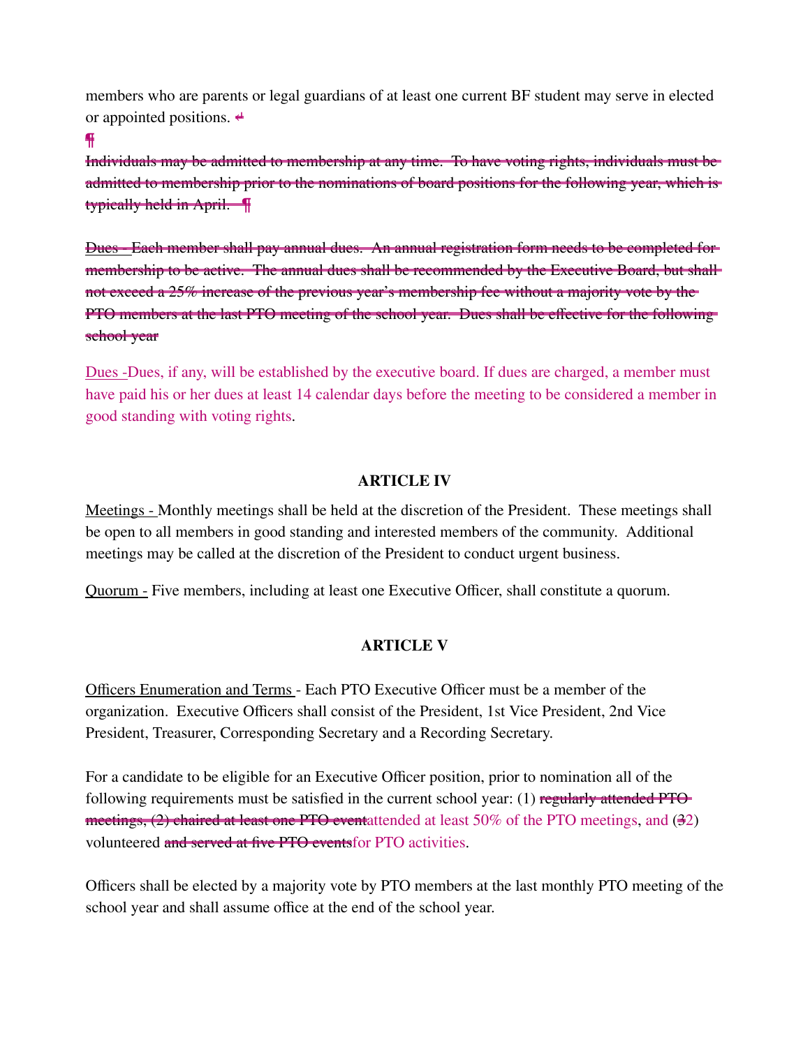members who are parents or legal guardians of at least one current BF student may serve in elected or appointed positions.

~~Individuals may be admitted to membership at any time. To have voting rights, individuals must be admitted to membership prior to the nominations of board positions for the following year, which is typically held in April.~~

~~Dues - Each member shall pay annual dues. An annual registration form needs to be completed for membership to be active. The annual dues shall be recommended by the Executive Board, but shall not exceed a 25% increase of the previous year's membership fee without a majority vote by the PTO members at the last PTO meeting of the school year. Dues shall be effective for the following school year~~

Dues -Dues, if any, will be established by the executive board. If dues are charged, a member must have paid his or her dues at least 14 calendar days before the meeting to be considered a member in good standing with voting rights.

## ARTICLE IV

Meetings - Monthly meetings shall be held at the discretion of the President. These meetings shall be open to all members in good standing and interested members of the community. Additional meetings may be called at the discretion of the President to conduct urgent business.

Quorum - Five members, including at least one Executive Officer, shall constitute a quorum.

## ARTICLE V

Officers Enumeration and Terms - Each PTO Executive Officer must be a member of the organization. Executive Officers shall consist of the President, 1st Vice President, 2nd Vice President, Treasurer, Corresponding Secretary and a Recording Secretary.

For a candidate to be eligible for an Executive Officer position, prior to nomination all of the following requirements must be satisfied in the current school year: (1) ~~regularly attended PTO meetings, (2) chaired at least one PTO event~~attended at least 50% of the PTO meetings, and (~~3~~2) volunteered ~~and served at five PTO events~~for PTO activities.

Officers shall be elected by a majority vote by PTO members at the last monthly PTO meeting of the school year and shall assume office at the end of the school year.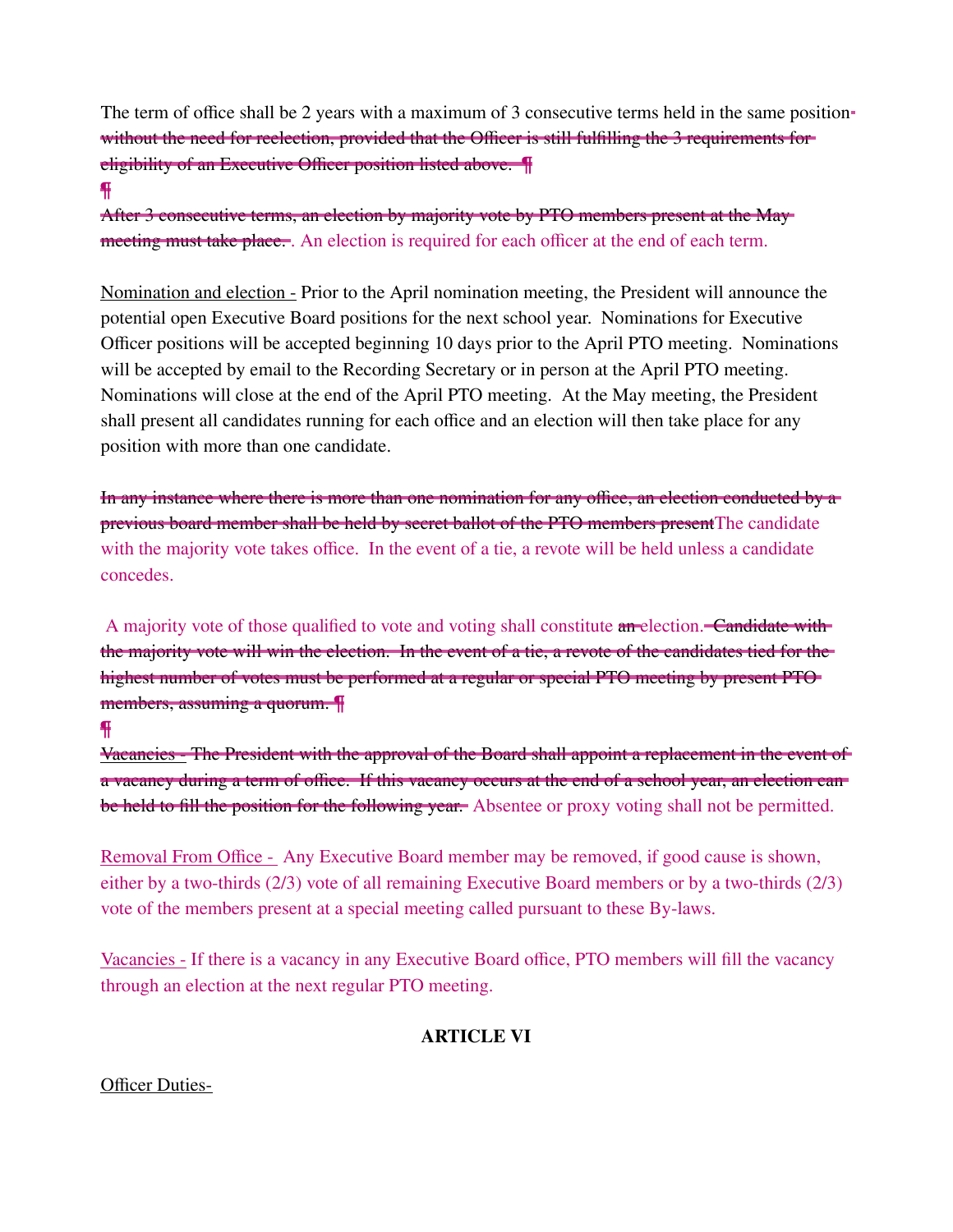The term of office shall be 2 years with a maximum of 3 consecutive terms held in the same position ~~without the need for reelection, provided that the Officer is still fulfilling the 3 requirements for eligibility of an Executive Officer position listed above.~~

~~After 3 consecutive terms, an election by majority vote by PTO members present at the May meeting must take place.~~ . An election is required for each officer at the end of each term.

Nomination and election - Prior to the April nomination meeting, the President will announce the potential open Executive Board positions for the next school year. Nominations for Executive Officer positions will be accepted beginning 10 days prior to the April PTO meeting. Nominations will be accepted by email to the Recording Secretary or in person at the April PTO meeting. Nominations will close at the end of the April PTO meeting. At the May meeting, the President shall present all candidates running for each office and an election will then take place for any position with more than one candidate.

~~In any instance where there is more than one nomination for any office, an election conducted by a previous board member shall be held by secret ballot of the PTO members present~~The candidate with the majority vote takes office. In the event of a tie, a revote will be held unless a candidate concedes.

A majority vote of those qualified to vote and voting shall constitute ~~an~~ election. ~~Candidate with the majority vote will win the election. In the event of a tie, a revote of the candidates tied for the highest number of votes must be performed at a regular or special PTO meeting by present PTO members, assuming a quorum.~~

~~Vacancies - The President with the approval of the Board shall appoint a replacement in the event of a vacancy during a term of office. If this vacancy occurs at the end of a school year, an election can be held to fill the position for the following year.~~ Absentee or proxy voting shall not be permitted.

Removal From Office - Any Executive Board member may be removed, if good cause is shown, either by a two-thirds (2/3) vote of all remaining Executive Board members or by a two-thirds (2/3) vote of the members present at a special meeting called pursuant to these By-laws.

Vacancies - If there is a vacancy in any Executive Board office, PTO members will fill the vacancy through an election at the next regular PTO meeting.

## ARTICLE VI

Officer Duties-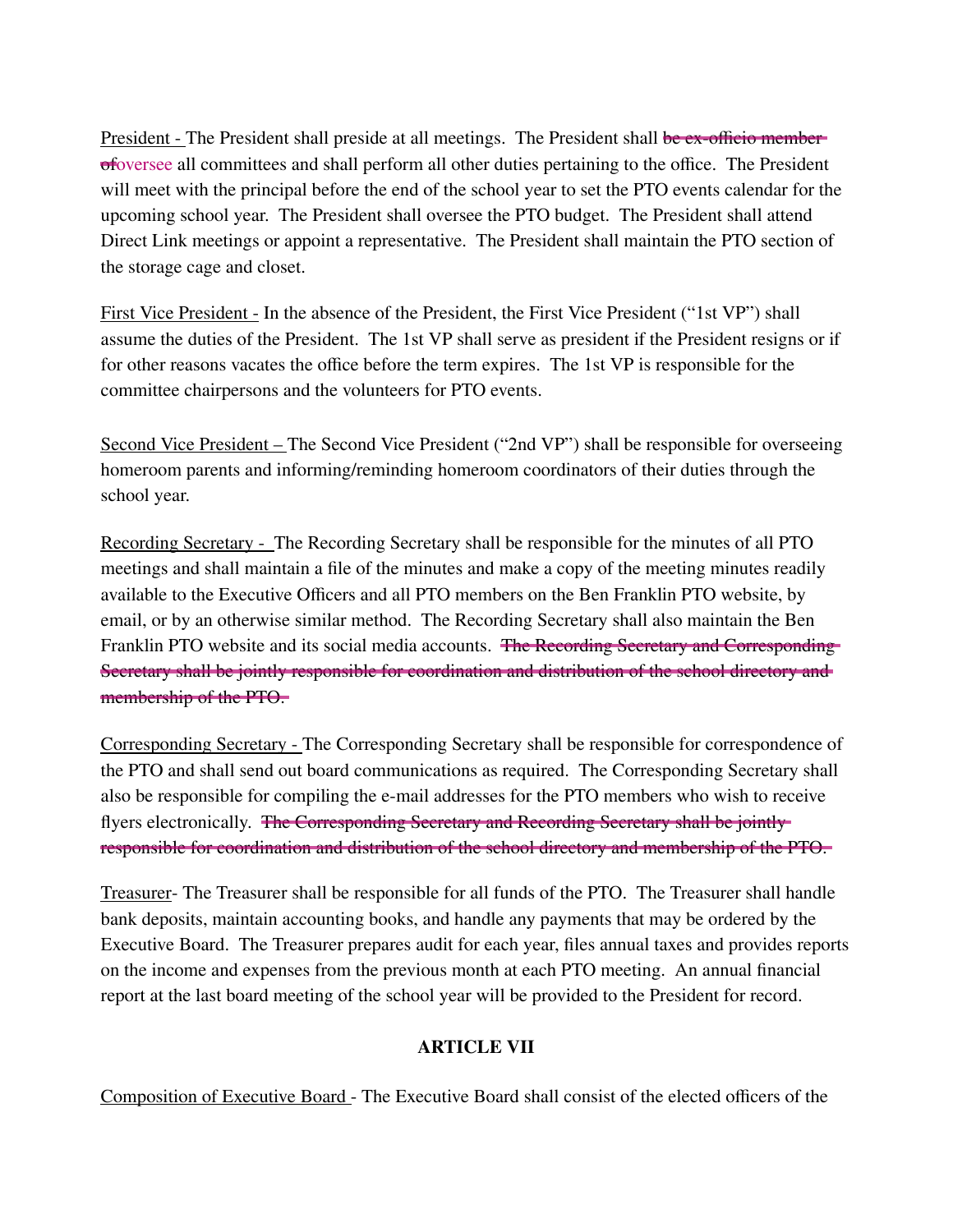<u>President -</u> The President shall preside at all meetings. The President shall ~~be ex-officio member of~~oversee all committees and shall perform all other duties pertaining to the office. The President will meet with the principal before the end of the school year to set the PTO events calendar for the upcoming school year. The President shall oversee the PTO budget. The President shall attend Direct Link meetings or appoint a representative. The President shall maintain the PTO section of the storage cage and closet.

<u>First Vice President -</u> In the absence of the President, the First Vice President ("1st VP") shall assume the duties of the President. The 1st VP shall serve as president if the President resigns or if for other reasons vacates the office before the term expires. The 1st VP is responsible for the committee chairpersons and the volunteers for PTO events.

<u>Second Vice President –</u> The Second Vice President ("2nd VP") shall be responsible for overseeing homeroom parents and informing/reminding homeroom coordinators of their duties through the school year.

<u>Recording Secretary -</u> The Recording Secretary shall be responsible for the minutes of all PTO meetings and shall maintain a file of the minutes and make a copy of the meeting minutes readily available to the Executive Officers and all PTO members on the Ben Franklin PTO website, by email, or by an otherwise similar method. The Recording Secretary shall also maintain the Ben Franklin PTO website and its social media accounts. ~~The Recording Secretary and Corresponding Secretary shall be jointly responsible for coordination and distribution of the school directory and membership of the PTO.~~

<u>Corresponding Secretary -</u> The Corresponding Secretary shall be responsible for correspondence of the PTO and shall send out board communications as required. The Corresponding Secretary shall also be responsible for compiling the e-mail addresses for the PTO members who wish to receive flyers electronically. ~~The Corresponding Secretary and Recording Secretary shall be jointly responsible for coordination and distribution of the school directory and membership of the PTO.~~

<u>Treasurer</u>- The Treasurer shall be responsible for all funds of the PTO. The Treasurer shall handle bank deposits, maintain accounting books, and handle any payments that may be ordered by the Executive Board. The Treasurer prepares audit for each year, files annual taxes and provides reports on the income and expenses from the previous month at each PTO meeting. An annual financial report at the last board meeting of the school year will be provided to the President for record.

## ARTICLE VII

<u>Composition of Executive Board</u> - The Executive Board shall consist of the elected officers of the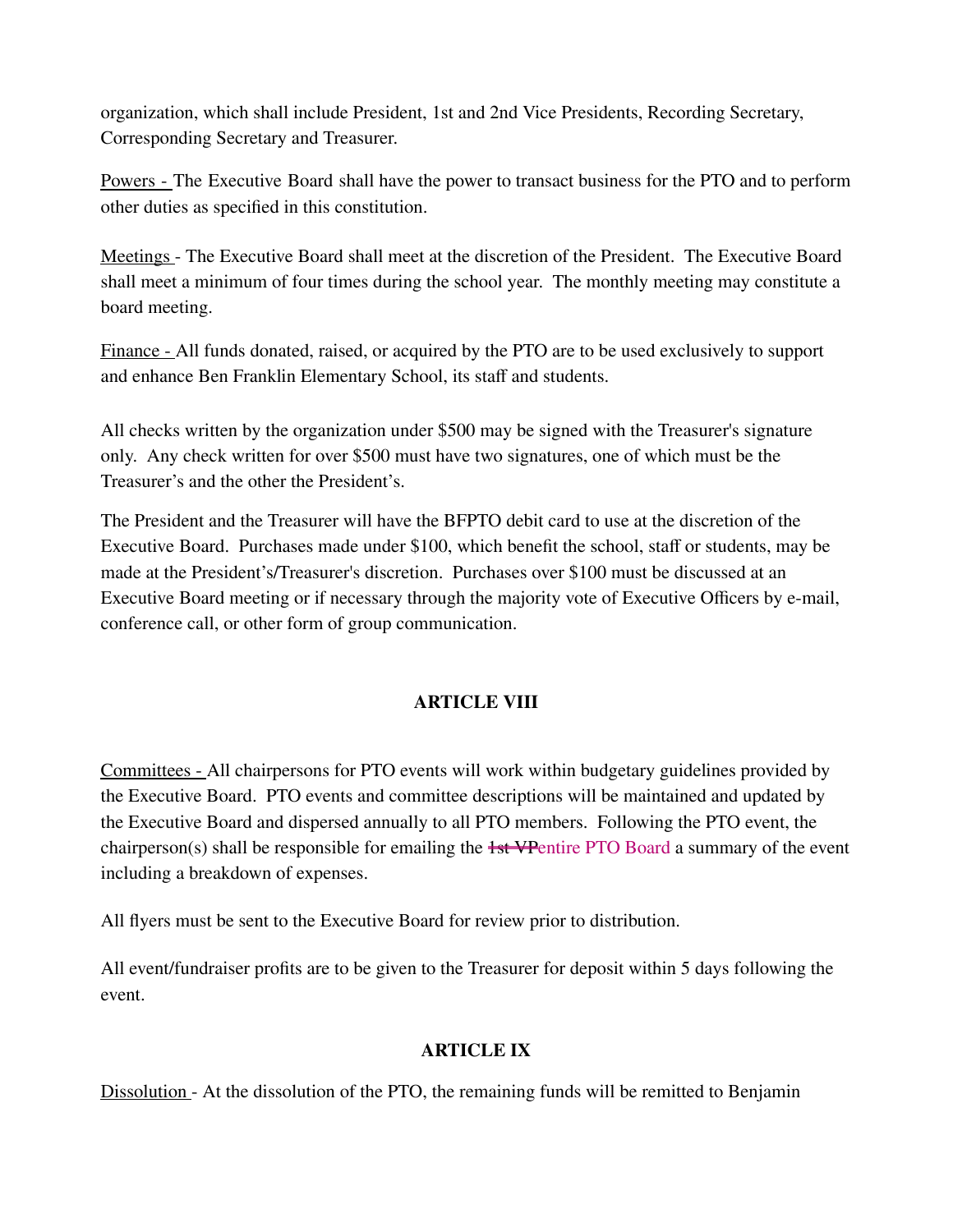organization, which shall include President, 1st and 2nd Vice Presidents, Recording Secretary, Corresponding Secretary and Treasurer.

<u>Powers -</u> The Executive Board shall have the power to transact business for the PTO and to perform other duties as specified in this constitution.

<u>Meetings</u> - The Executive Board shall meet at the discretion of the President. The Executive Board shall meet a minimum of four times during the school year. The monthly meeting may constitute a board meeting.

<u>Finance -</u> All funds donated, raised, or acquired by the PTO are to be used exclusively to support and enhance Ben Franklin Elementary School, its staff and students.

All checks written by the organization under $500 may be signed with the Treasurer's signature only. Any check written for over $500 must have two signatures, one of which must be the Treasurer's and the other the President's.

The President and the Treasurer will have the BFPTO debit card to use at the discretion of the Executive Board. Purchases made under $100, which benefit the school, staff or students, may be made at the President's/Treasurer's discretion. Purchases over $100 must be discussed at an Executive Board meeting or if necessary through the majority vote of Executive Officers by e-mail, conference call, or other form of group communication.

## ARTICLE VIII

<u>Committees -</u> All chairpersons for PTO events will work within budgetary guidelines provided by the Executive Board. PTO events and committee descriptions will be maintained and updated by the Executive Board and dispersed annually to all PTO members. Following the PTO event, the chairperson(s) shall be responsible for emailing the ~~1st VP~~entire PTO Board a summary of the event including a breakdown of expenses.

All flyers must be sent to the Executive Board for review prior to distribution.

All event/fundraiser profits are to be given to the Treasurer for deposit within 5 days following the event.

## ARTICLE IX

<u>Dissolution</u> - At the dissolution of the PTO, the remaining funds will be remitted to Benjamin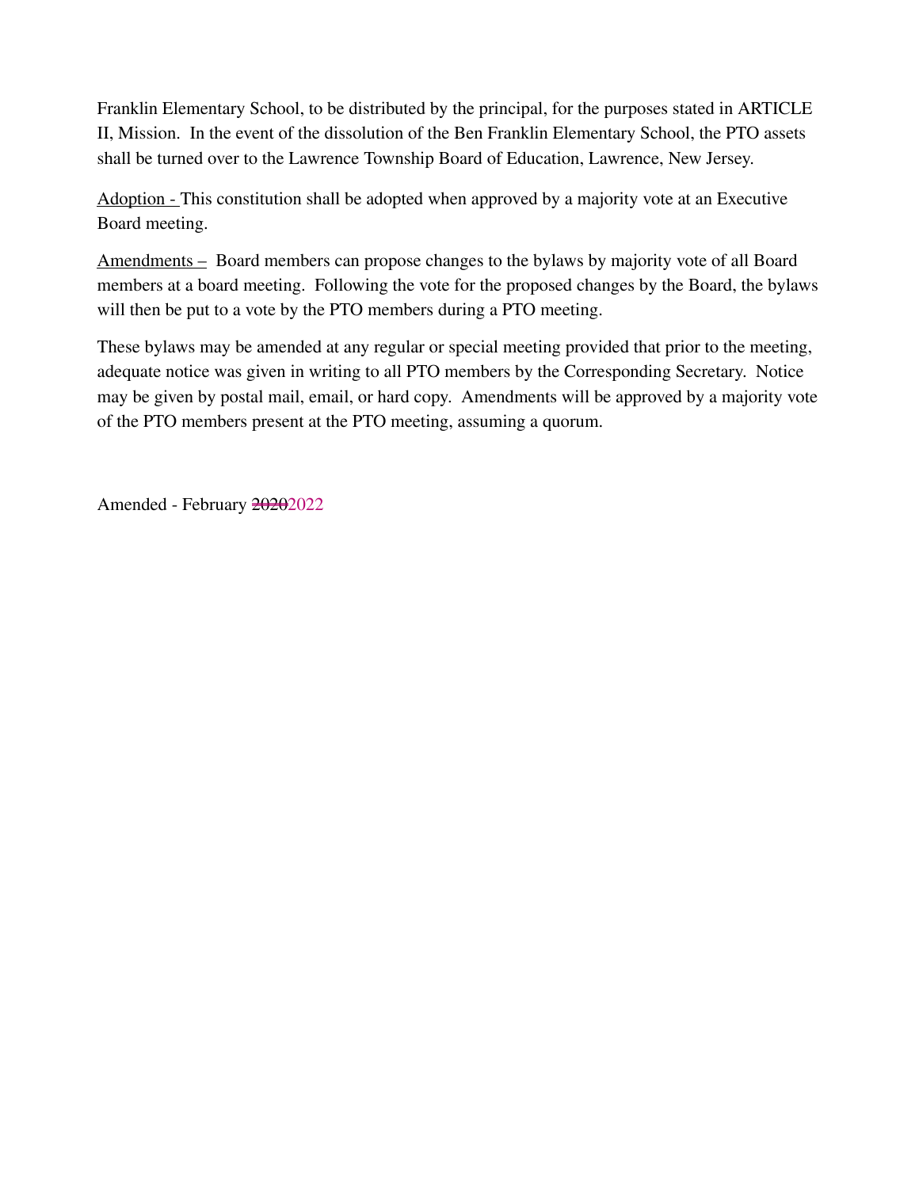Franklin Elementary School, to be distributed by the principal, for the purposes stated in ARTICLE II, Mission. In the event of the dissolution of the Ben Franklin Elementary School, the PTO assets shall be turned over to the Lawrence Township Board of Education, Lawrence, New Jersey.

<u>Adoption -</u> This constitution shall be adopted when approved by a majority vote at an Executive Board meeting.

<u>Amendments –</u> Board members can propose changes to the bylaws by majority vote of all Board members at a board meeting. Following the vote for the proposed changes by the Board, the bylaws will then be put to a vote by the PTO members during a PTO meeting.

These bylaws may be amended at any regular or special meeting provided that prior to the meeting, adequate notice was given in writing to all PTO members by the Corresponding Secretary. Notice may be given by postal mail, email, or hard copy. Amendments will be approved by a majority vote of the PTO members present at the PTO meeting, assuming a quorum.

Amended - February ~~2020~~2022